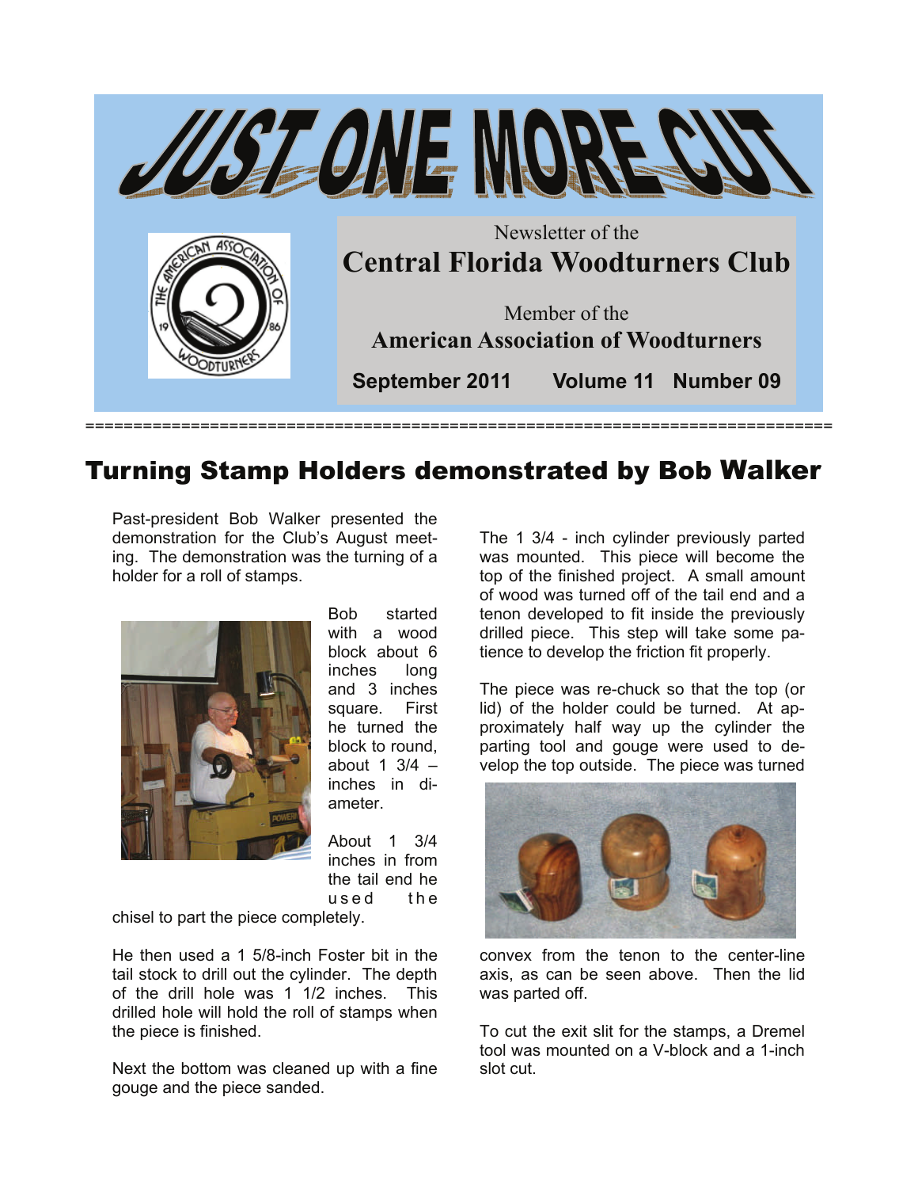# JUST ONE MORE CUT

Newsletter of the

**Central Florida Woodturners Club**

Member of the

**American Association of Woodturners**

**September 2011 Volume 11 Number 09**

===============================================================================

## Turning Stamp Holders demonstrated by Bob Walker

Past-president Bob Walker presented the demonstration for the Club's August meeting. The demonstration was the turning of a holder for a roll of stamps.

Bob started with a wood block about 6 inches long and 3 inches square. First he turned the block to round, about 1 3/4 – inches in diameter.

About 1 3/4 inches in from the tail end he used the chisel to part the piece completely.

He then used a 1 5/8-inch Foster bit in the tail stock to drill out the cylinder. The depth of the drill hole was 1 1/2 inches. This drilled hole will hold the roll of stamps when the piece is finished.

Next the bottom was cleaned up with a fine gouge and the piece sanded.

The 1 3/4 - inch cylinder previously parted was mounted. This piece will become the top of the finished project. A small amount of wood was turned off of the tail end and a tenon developed to fit inside the previously drilled piece. This step will take some patience to develop the friction fit properly.

The piece was re-chuck so that the top (or lid) of the holder could be turned. At approximately half way up the cylinder the parting tool and gouge were used to develop the top outside. The piece was turned convex from the tenon to the center-line axis, as can be seen above. Then the lid was parted off.

To cut the exit slit for the stamps, a Dremel tool was mounted on a V-block and a 1-inch slot cut.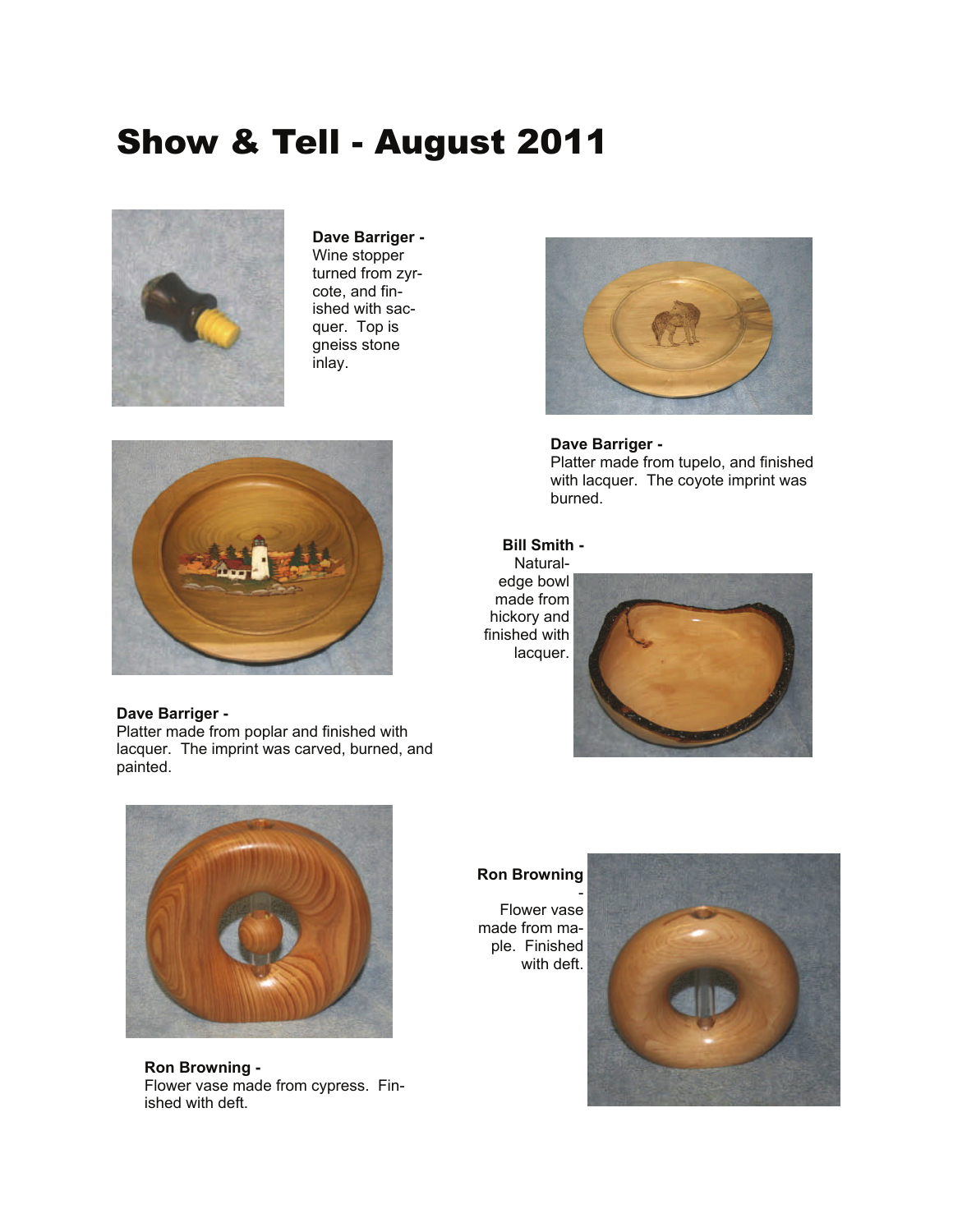# Show & Tell - August 2011

**Dave Barriger -**
Wine stopper turned from zyrcote, and finished with sacquer. Top is gneiss stone inlay.

**Dave Barriger -**
Platter made from tupelo, and finished with lacquer. The coyote imprint was burned.

**Dave Barriger -**
Platter made from poplar and finished with lacquer. The imprint was carved, burned, and painted.

**Bill Smith -**
Natural-edge bowl made from hickory and finished with lacquer.

**Ron Browning -**
Flower vase made from cypress. Finished with deft.

**Ron Browning -**
Flower vase made from maple. Finished with deft.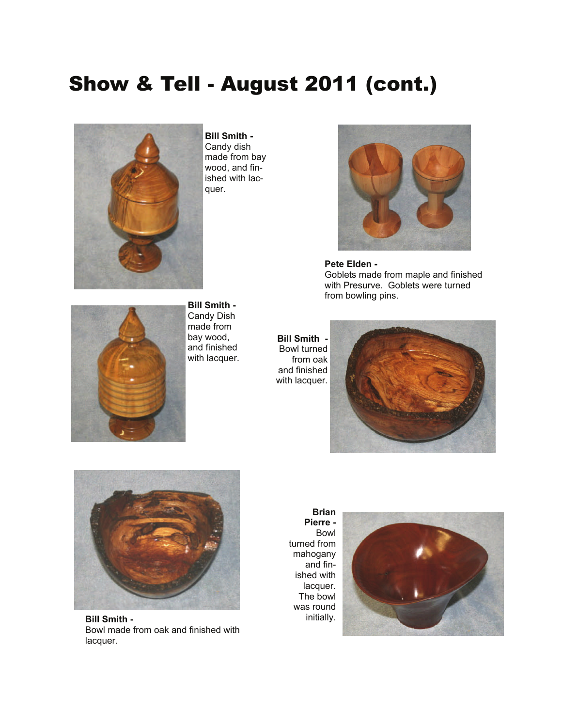# Show & Tell - August 2011 (cont.)

**Bill Smith -**
Candy dish made from bay wood, and finished with lacquer.

**Pete Elden -**
Goblets made from maple and finished with Presurve. Goblets were turned from bowling pins.

**Bill Smith -**
Candy Dish made from bay wood, and finished with lacquer.

**Bill Smith -**
Bowl turned from oak and finished with lacquer.

**Bill Smith -**
Bowl made from oak and finished with lacquer.

**Brian Pierre -**
Bowl turned from mahogany and finished with lacquer. The bowl was round initially.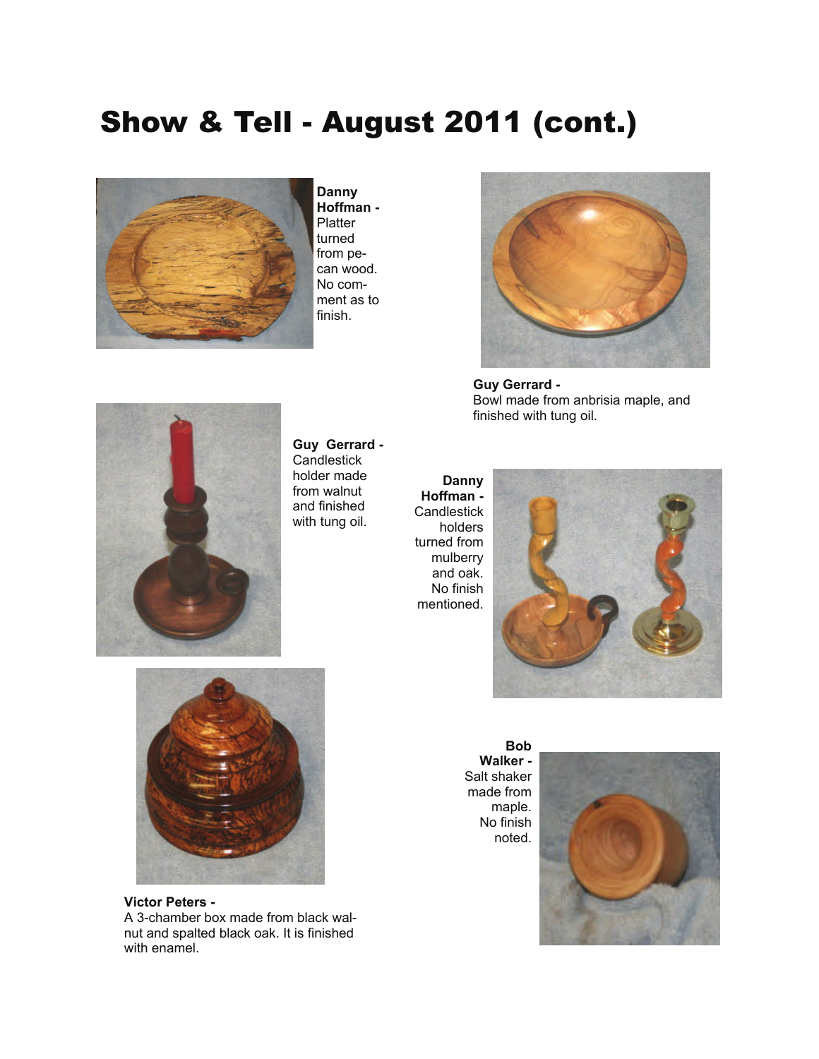# Show & Tell - August 2011 (cont.)

**Danny Hoffman -** Platter turned from pecan wood. No comment as to finish.

**Guy Gerrard -** Bowl made from anbrisia maple, and finished with tung oil.

**Guy Gerrard -** Candlestick holder made from walnut and finished with tung oil.

**Danny Hoffman -** Candlestick holders turned from mulberry and oak. No finish mentioned.

**Victor Peters -** A 3-chamber box made from black walnut and spalted black oak. It is finished with enamel.

**Bob Walker -** Salt shaker made from maple. No finish noted.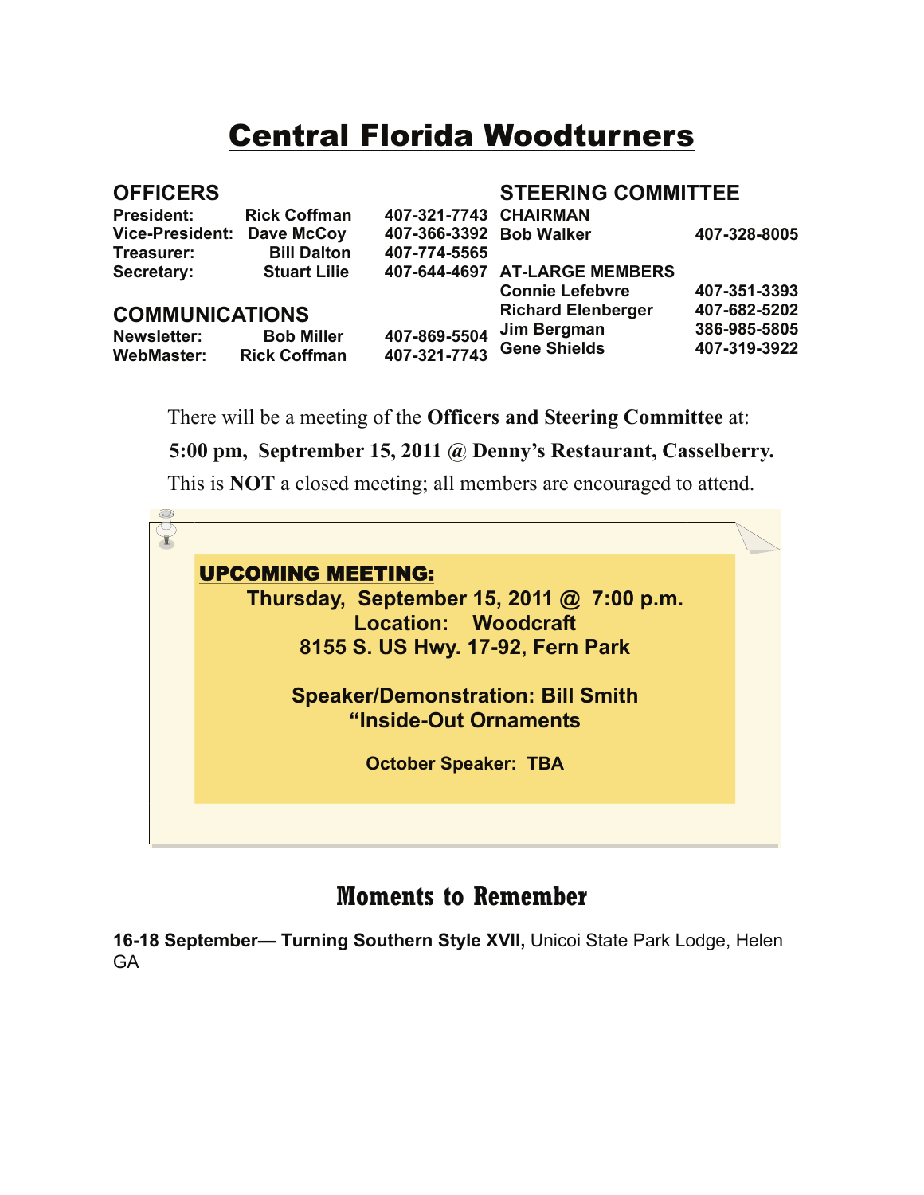# Central Florida Woodturners

## OFFICERS

| | | |
|---|---|---|
| **President:** | **Rick Coffman** | **407-321-7743** |
| **Vice-President:** | **Dave McCoy** | **407-366-3392** |
| **Treasurer:** | **Bill Dalton** | **407-774-5565** |
| **Secretary:** | **Stuart Lilie** | **407-644-4697** |

## COMMUNICATIONS

| | | |
|---|---|---|
| **Newsletter:** | **Bob Miller** | **407-869-5504** |
| **WebMaster:** | **Rick Coffman** | **407-321-7743** |

## STEERING COMMITTEE

**CHAIRMAN**

| | |
|---|---|
| **Bob Walker** | **407-328-8005** |

**AT-LARGE MEMBERS**

| | |
|---|---|
| **Connie Lefebvre** | **407-351-3393** |
| **Richard Elenberger** | **407-682-5202** |
| **Jim Bergman** | **386-985-5805** |
| **Gene Shields** | **407-319-3922** |

There will be a meeting of the **Officers and Steering Committee** at:

**5:00 pm, Septrember 15, 2011 @ Denny's Restaurant, Casselberry.**

This is **NOT** a closed meeting; all members are encouraged to attend.

**UPCOMING MEETING:**

**Thursday, September 15, 2011 @ 7:00 p.m.**
**Location: Woodcraft**
**8155 S. US Hwy. 17-92, Fern Park**

**Speaker/Demonstration: Bill Smith**
**"Inside-Out Ornaments**

**October Speaker: TBA**

## Moments to Remember

**16-18 September— Turning Southern Style XVII,** Unicoi State Park Lodge, Helen GA